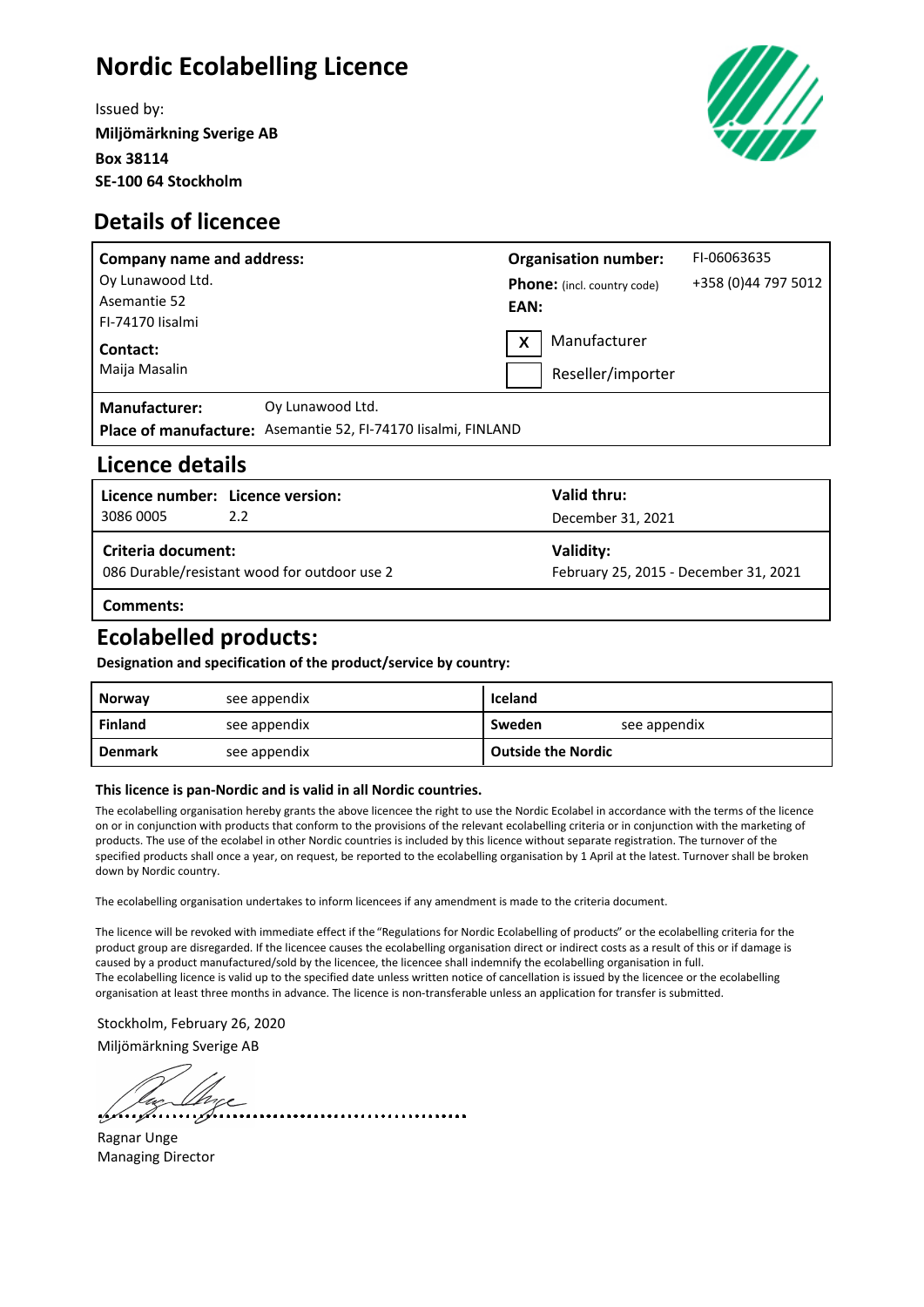# Nordic Ecolabelling Licence

Issued by:
**Miljömärkning Sverige AB**
**Box 38114**
**SE-100 64 Stockholm**

## Details of licencee

| **Company name and address:** | **Organisation number:** | FI-06063635 |
|---|---|---|
| Oy Lunawood Ltd.<br>Asemantie 52<br>FI-74170 Iisalmi | **Phone:** (incl. country code) | +358 (0)44 797 5012 |
| | **EAN:** | |
| **Contact:**<br>Maija Masalin | [X] Manufacturer<br>[ ] Reseller/importer | |

**Manufacturer:** Oy Lunawood Ltd.
**Place of manufacture:** Asemantie 52, FI-74170 Iisalmi, FINLAND

## Licence details

| **Licence number:** | **Licence version:** | **Valid thru:** |
|---|---|---|
| 3086 0005 | 2.2 | December 31, 2021 |
| **Criteria document:** | | **Validity:** |
| 086 Durable/resistant wood for outdoor use 2 | | February 25, 2015 - December 31, 2021 |

**Comments:**

## Ecolabelled products:

**Designation and specification of the product/service by country:**

| | | | |
|---|---|---|---|
| **Norway** | see appendix | **Iceland** | |
| **Finland** | see appendix | **Sweden** | see appendix |
| **Denmark** | see appendix | **Outside the Nordic** | |

**This licence is pan-Nordic and is valid in all Nordic countries.**

The ecolabelling organisation hereby grants the above licencee the right to use the Nordic Ecolabel in accordance with the terms of the licence on or in conjunction with products that conform to the provisions of the relevant ecolabelling criteria or in conjunction with the marketing of products. The use of the ecolabel in other Nordic countries is included by this licence without separate registration. The turnover of the specified products shall once a year, on request, be reported to the ecolabelling organisation by 1 April at the latest. Turnover shall be broken down by Nordic country.

The ecolabelling organisation undertakes to inform licencees if any amendment is made to the criteria document.

The licence will be revoked with immediate effect if the "Regulations for Nordic Ecolabelling of products" or the ecolabelling criteria for the product group are disregarded. If the licencee causes the ecolabelling organisation direct or indirect costs as a result of this or if damage is caused by a product manufactured/sold by the licencee, the licencee shall indemnify the ecolabelling organisation in full.
The ecolabelling licence is valid up to the specified date unless written notice of cancellation is issued by the licencee or the ecolabelling organisation at least three months in advance. The licence is non-transferable unless an application for transfer is submitted.

Stockholm, February 26, 2020
Miljömärkning Sverige AB

Ragnar Unge
Managing Director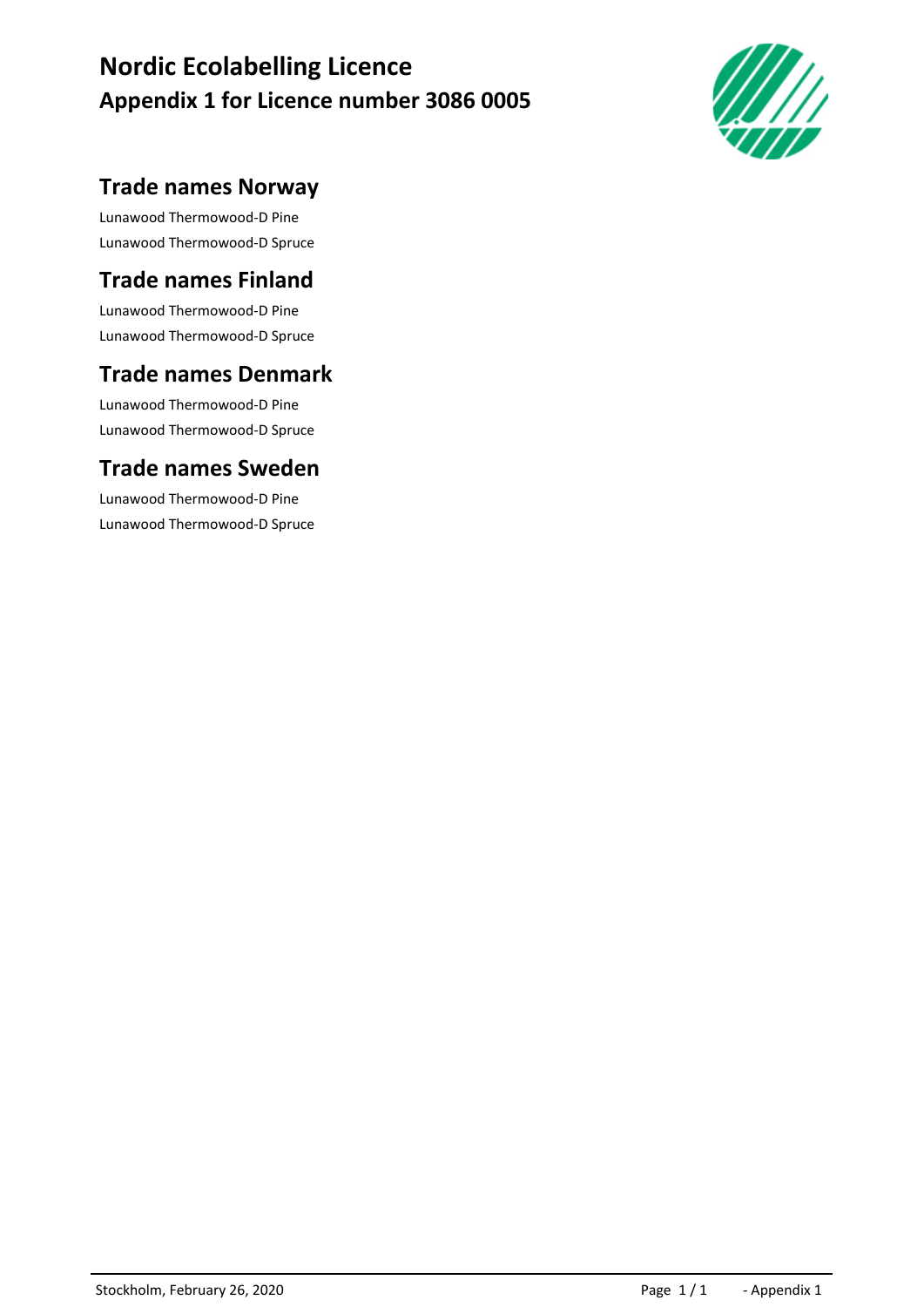# Nordic Ecolabelling Licence

## Appendix 1 for Licence number 3086 0005

## Trade names Norway

Lunawood Thermowood-D Pine

Lunawood Thermowood-D Spruce

## Trade names Finland

Lunawood Thermowood-D Pine

Lunawood Thermowood-D Spruce

## Trade names Denmark

Lunawood Thermowood-D Pine

Lunawood Thermowood-D Spruce

## Trade names Sweden

Lunawood Thermowood-D Pine

Lunawood Thermowood-D Spruce

Stockholm, February 26, 2020